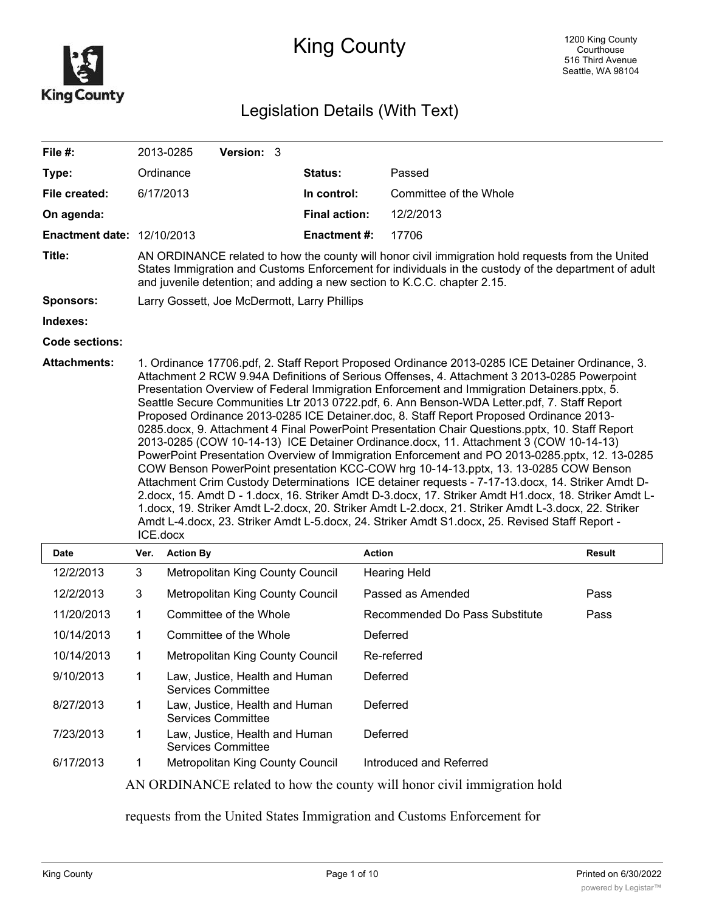# King County

1200 King County Courthouse
516 Third Avenue
Seattle, WA 98104

## Legislation Details (With Text)

| | | | |
|---|---|---|---|
| **File #:** | 2013-0285 **Version:** 3 | | |
| **Type:** | Ordinance | **Status:** | Passed |
| **File created:** | 6/17/2013 | **In control:** | Committee of the Whole |
| **On agenda:** | | **Final action:** | 12/2/2013 |
| **Enactment date:** | 12/10/2013 | **Enactment #:** | 17706 |

**Title:** AN ORDINANCE related to how the county will honor civil immigration hold requests from the United States Immigration and Customs Enforcement for individuals in the custody of the department of adult and juvenile detention; and adding a new section to K.C.C. chapter 2.15.

**Sponsors:** Larry Gossett, Joe McDermott, Larry Phillips

**Indexes:**

**Code sections:**

**Attachments:** 1. Ordinance 17706.pdf, 2. Staff Report Proposed Ordinance 2013-0285 ICE Detainer Ordinance, 3. Attachment 2 RCW 9.94A Definitions of Serious Offenses, 4. Attachment 3 2013-0285 Powerpoint Presentation Overview of Federal Immigration Enforcement and Immigration Detainers.pptx, 5. Seattle Secure Communities Ltr 2013 0722.pdf, 6. Ann Benson-WDA Letter.pdf, 7. Staff Report Proposed Ordinance 2013-0285 ICE Detainer.doc, 8. Staff Report Proposed Ordinance 2013-0285.docx, 9. Attachment 4 Final PowerPoint Presentation Chair Questions.pptx, 10. Staff Report 2013-0285 (COW 10-14-13) ICE Detainer Ordinance.docx, 11. Attachment 3 (COW 10-14-13) PowerPoint Presentation Overview of Immigration Enforcement and PO 2013-0285.pptx, 12. 13-0285 COW Benson PowerPoint presentation KCC-COW hrg 10-14-13.pptx, 13. 13-0285 COW Benson Attachment Crim Custody Determinations ICE detainer requests - 7-17-13.docx, 14. Striker Amdt D-2.docx, 15. Amdt D - 1.docx, 16. Striker Amdt D-3.docx, 17. Striker Amdt H1.docx, 18. Striker Amdt L-1.docx, 19. Striker Amdt L-2.docx, 20. Striker Amdt L-2.docx, 21. Striker Amdt L-3.docx, 22. Striker Amdt L-4.docx, 23. Striker Amdt L-5.docx, 24. Striker Amdt S1.docx, 25. Revised Staff Report - ICE.docx

| Date | Ver. | Action By | Action | Result |
|---|---|---|---|---|
| 12/2/2013 | 3 | Metropolitan King County Council | Hearing Held | |
| 12/2/2013 | 3 | Metropolitan King County Council | Passed as Amended | Pass |
| 11/20/2013 | 1 | Committee of the Whole | Recommended Do Pass Substitute | Pass |
| 10/14/2013 | 1 | Committee of the Whole | Deferred | |
| 10/14/2013 | 1 | Metropolitan King County Council | Re-referred | |
| 9/10/2013 | 1 | Law, Justice, Health and Human Services Committee | Deferred | |
| 8/27/2013 | 1 | Law, Justice, Health and Human Services Committee | Deferred | |
| 7/23/2013 | 1 | Law, Justice, Health and Human Services Committee | Deferred | |
| 6/17/2013 | 1 | Metropolitan King County Council | Introduced and Referred | |

AN ORDINANCE related to how the county will honor civil immigration hold

requests from the United States Immigration and Customs Enforcement for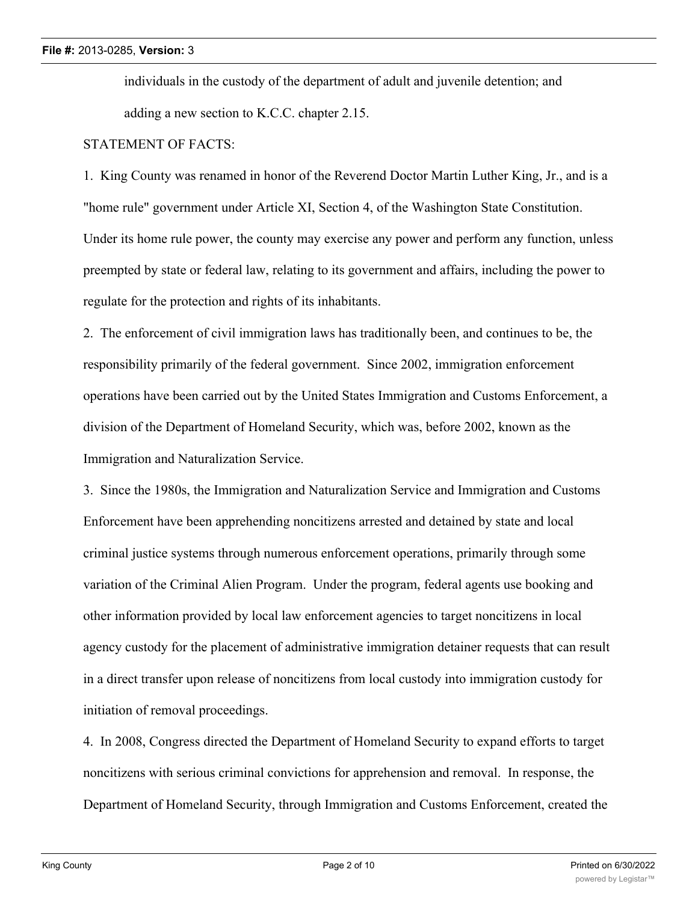individuals in the custody of the department of adult and juvenile detention; and adding a new section to K.C.C. chapter 2.15.

STATEMENT OF FACTS:

1. King County was renamed in honor of the Reverend Doctor Martin Luther King, Jr., and is a "home rule" government under Article XI, Section 4, of the Washington State Constitution. Under its home rule power, the county may exercise any power and perform any function, unless preempted by state or federal law, relating to its government and affairs, including the power to regulate for the protection and rights of its inhabitants.

2. The enforcement of civil immigration laws has traditionally been, and continues to be, the responsibility primarily of the federal government. Since 2002, immigration enforcement operations have been carried out by the United States Immigration and Customs Enforcement, a division of the Department of Homeland Security, which was, before 2002, known as the Immigration and Naturalization Service.

3. Since the 1980s, the Immigration and Naturalization Service and Immigration and Customs Enforcement have been apprehending noncitizens arrested and detained by state and local criminal justice systems through numerous enforcement operations, primarily through some variation of the Criminal Alien Program. Under the program, federal agents use booking and other information provided by local law enforcement agencies to target noncitizens in local agency custody for the placement of administrative immigration detainer requests that can result in a direct transfer upon release of noncitizens from local custody into immigration custody for initiation of removal proceedings.

4. In 2008, Congress directed the Department of Homeland Security to expand efforts to target noncitizens with serious criminal convictions for apprehension and removal. In response, the Department of Homeland Security, through Immigration and Customs Enforcement, created the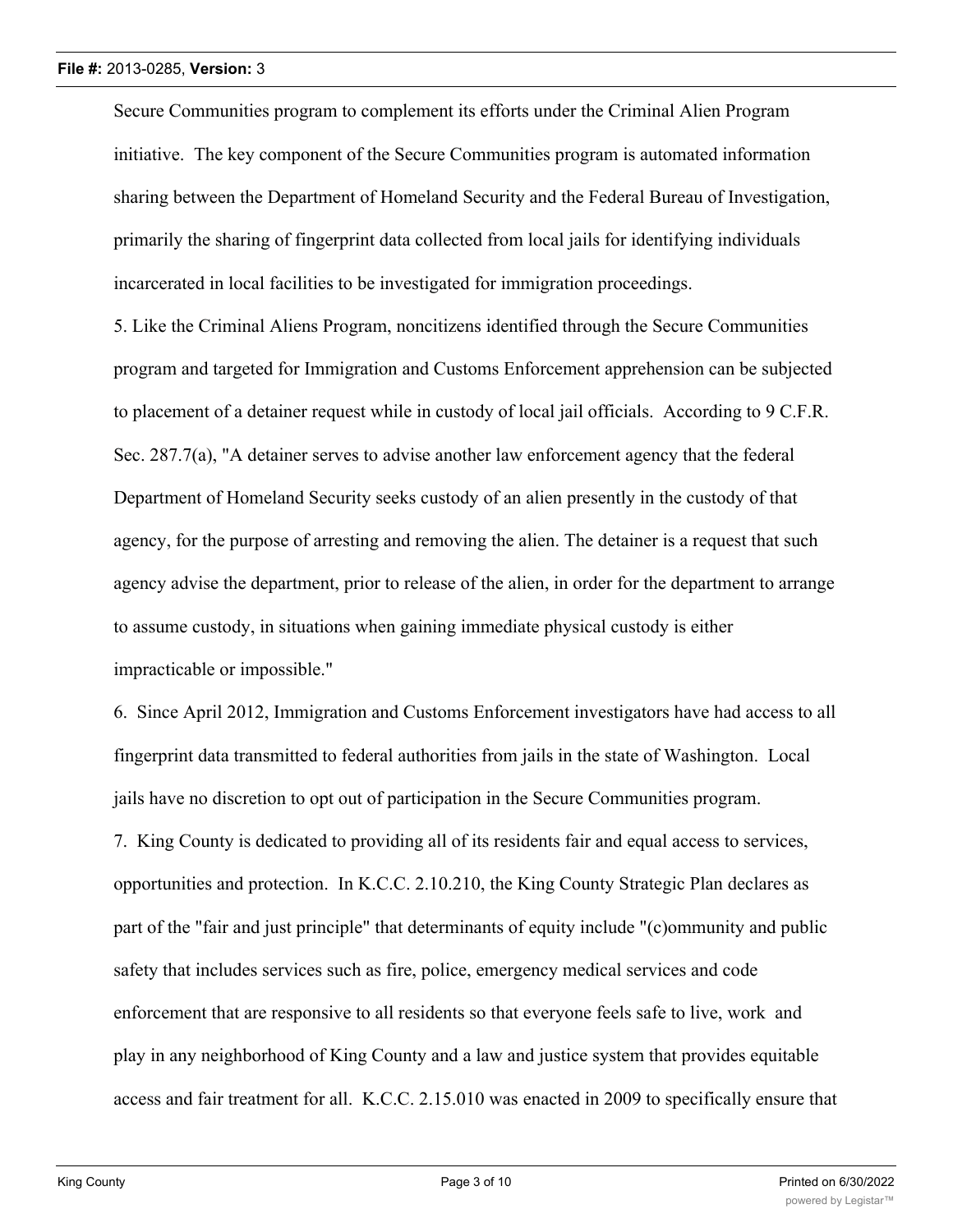Secure Communities program to complement its efforts under the Criminal Alien Program initiative. The key component of the Secure Communities program is automated information sharing between the Department of Homeland Security and the Federal Bureau of Investigation, primarily the sharing of fingerprint data collected from local jails for identifying individuals incarcerated in local facilities to be investigated for immigration proceedings.

5. Like the Criminal Aliens Program, noncitizens identified through the Secure Communities program and targeted for Immigration and Customs Enforcement apprehension can be subjected to placement of a detainer request while in custody of local jail officials. According to 9 C.F.R. Sec. 287.7(a), "A detainer serves to advise another law enforcement agency that the federal Department of Homeland Security seeks custody of an alien presently in the custody of that agency, for the purpose of arresting and removing the alien. The detainer is a request that such agency advise the department, prior to release of the alien, in order for the department to arrange to assume custody, in situations when gaining immediate physical custody is either impracticable or impossible."

6. Since April 2012, Immigration and Customs Enforcement investigators have had access to all fingerprint data transmitted to federal authorities from jails in the state of Washington. Local jails have no discretion to opt out of participation in the Secure Communities program.

7. King County is dedicated to providing all of its residents fair and equal access to services, opportunities and protection. In K.C.C. 2.10.210, the King County Strategic Plan declares as part of the "fair and just principle" that determinants of equity include "(c)ommunity and public safety that includes services such as fire, police, emergency medical services and code enforcement that are responsive to all residents so that everyone feels safe to live, work and play in any neighborhood of King County and a law and justice system that provides equitable access and fair treatment for all. K.C.C. 2.15.010 was enacted in 2009 to specifically ensure that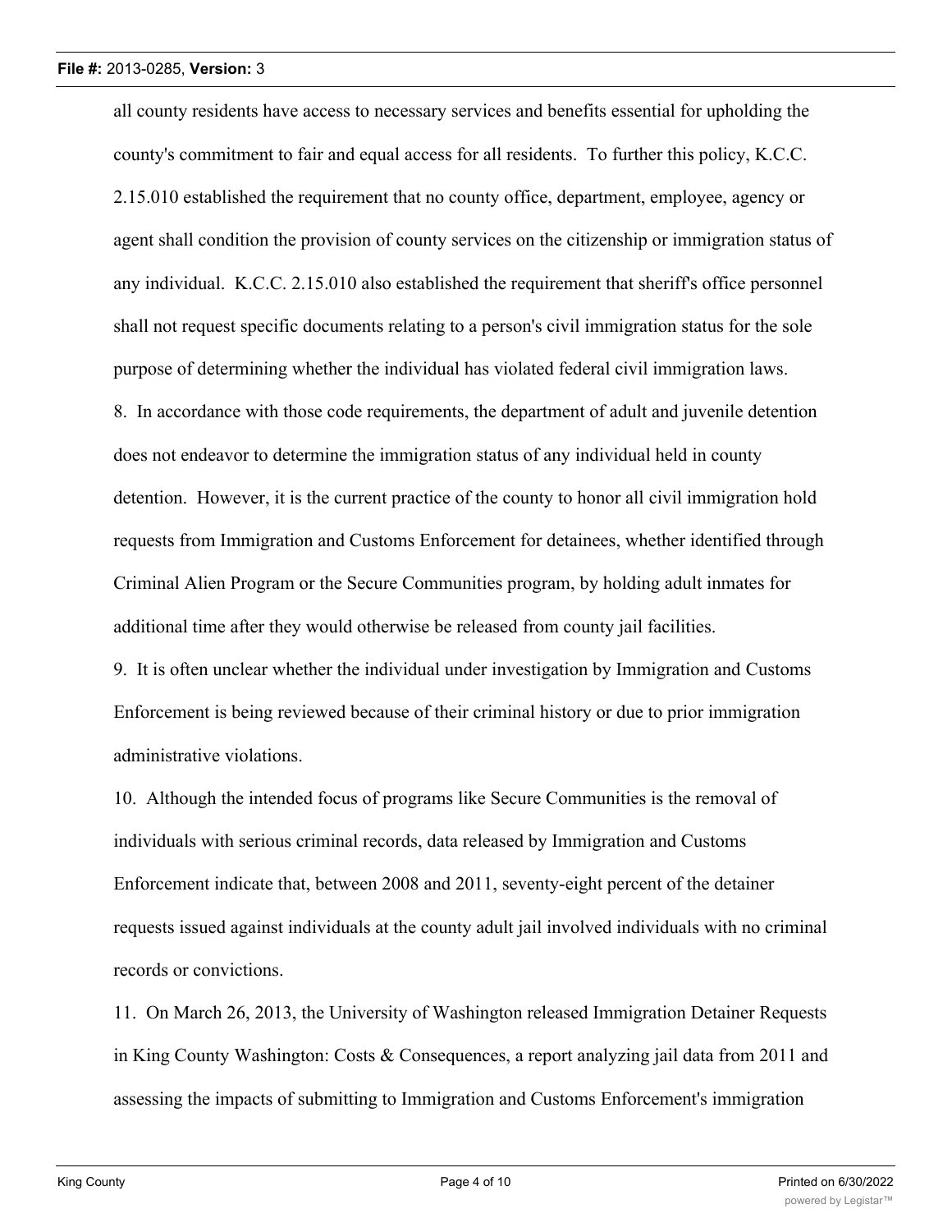all county residents have access to necessary services and benefits essential for upholding the county's commitment to fair and equal access for all residents. To further this policy, K.C.C. 2.15.010 established the requirement that no county office, department, employee, agency or agent shall condition the provision of county services on the citizenship or immigration status of any individual. K.C.C. 2.15.010 also established the requirement that sheriff's office personnel shall not request specific documents relating to a person's civil immigration status for the sole purpose of determining whether the individual has violated federal civil immigration laws.

8. In accordance with those code requirements, the department of adult and juvenile detention does not endeavor to determine the immigration status of any individual held in county detention. However, it is the current practice of the county to honor all civil immigration hold requests from Immigration and Customs Enforcement for detainees, whether identified through Criminal Alien Program or the Secure Communities program, by holding adult inmates for additional time after they would otherwise be released from county jail facilities.

9. It is often unclear whether the individual under investigation by Immigration and Customs Enforcement is being reviewed because of their criminal history or due to prior immigration administrative violations.

10. Although the intended focus of programs like Secure Communities is the removal of individuals with serious criminal records, data released by Immigration and Customs Enforcement indicate that, between 2008 and 2011, seventy-eight percent of the detainer requests issued against individuals at the county adult jail involved individuals with no criminal records or convictions.

11. On March 26, 2013, the University of Washington released Immigration Detainer Requests in King County Washington: Costs & Consequences, a report analyzing jail data from 2011 and assessing the impacts of submitting to Immigration and Customs Enforcement's immigration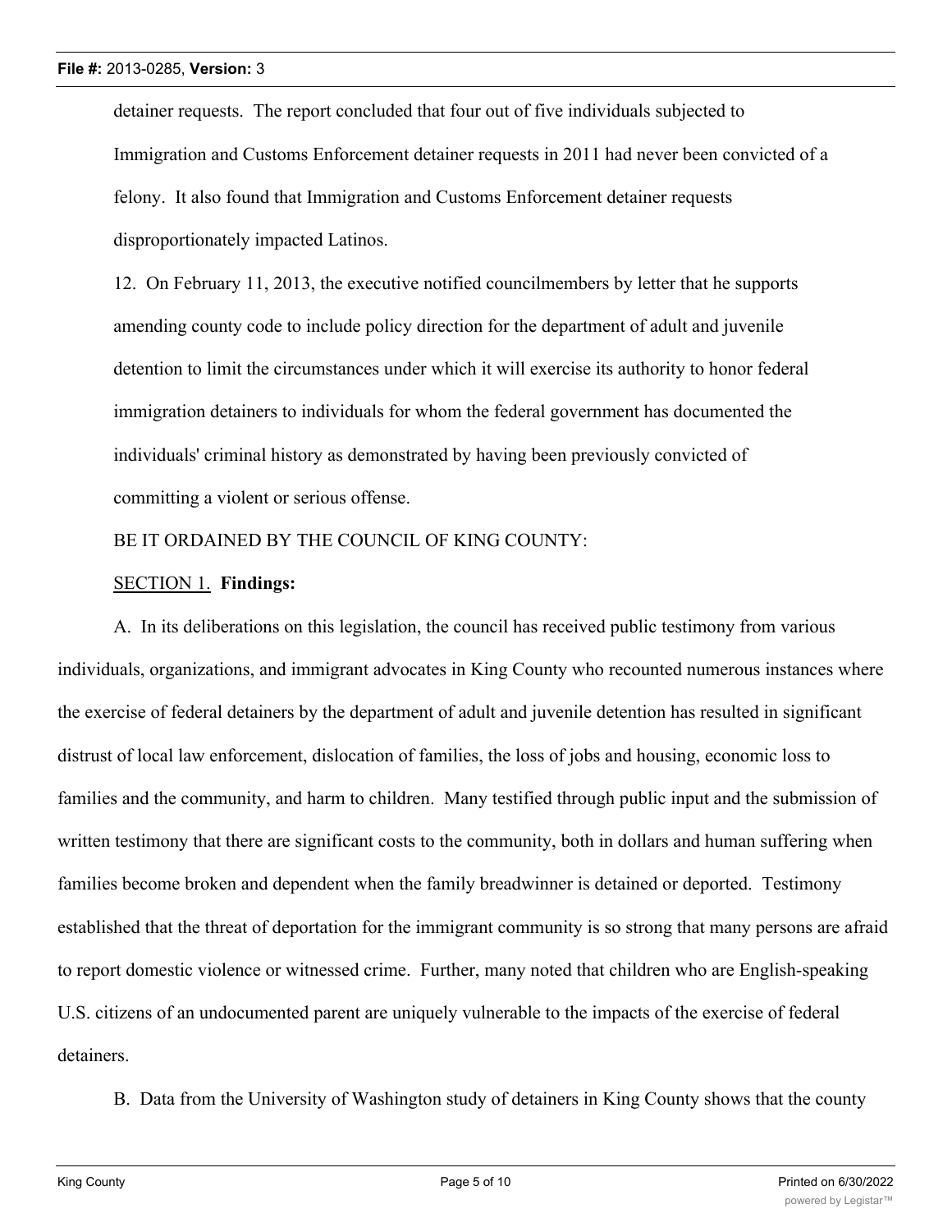detainer requests. The report concluded that four out of five individuals subjected to Immigration and Customs Enforcement detainer requests in 2011 had never been convicted of a felony. It also found that Immigration and Customs Enforcement detainer requests disproportionately impacted Latinos.

12. On February 11, 2013, the executive notified councilmembers by letter that he supports amending county code to include policy direction for the department of adult and juvenile detention to limit the circumstances under which it will exercise its authority to honor federal immigration detainers to individuals for whom the federal government has documented the individuals' criminal history as demonstrated by having been previously convicted of committing a violent or serious offense.

BE IT ORDAINED BY THE COUNCIL OF KING COUNTY:

SECTION 1. **Findings:**

A. In its deliberations on this legislation, the council has received public testimony from various individuals, organizations, and immigrant advocates in King County who recounted numerous instances where the exercise of federal detainers by the department of adult and juvenile detention has resulted in significant distrust of local law enforcement, dislocation of families, the loss of jobs and housing, economic loss to families and the community, and harm to children. Many testified through public input and the submission of written testimony that there are significant costs to the community, both in dollars and human suffering when families become broken and dependent when the family breadwinner is detained or deported. Testimony established that the threat of deportation for the immigrant community is so strong that many persons are afraid to report domestic violence or witnessed crime. Further, many noted that children who are English-speaking U.S. citizens of an undocumented parent are uniquely vulnerable to the impacts of the exercise of federal detainers.

B. Data from the University of Washington study of detainers in King County shows that the county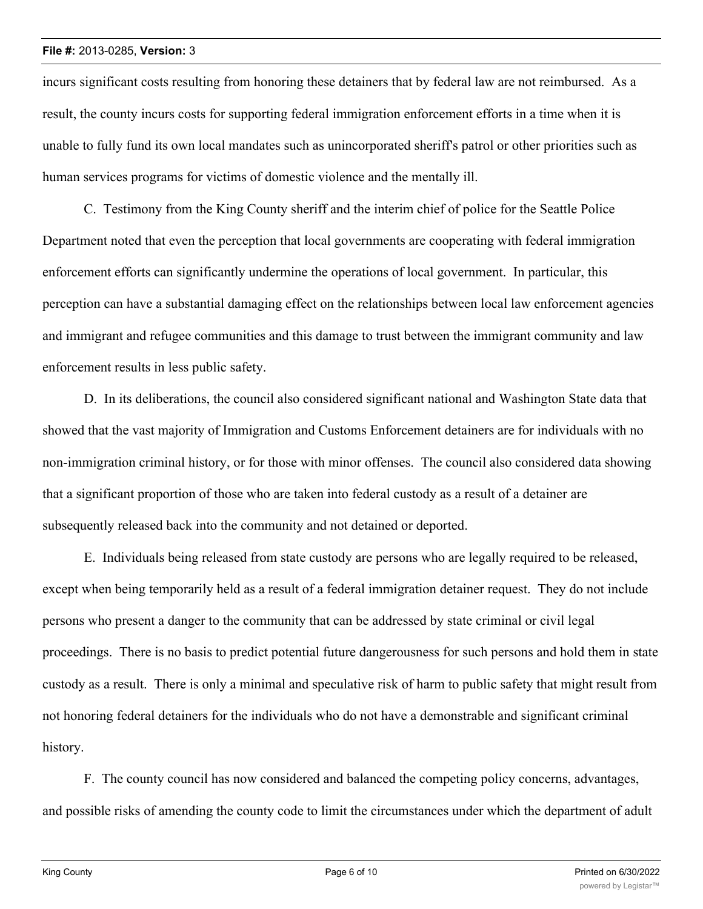incurs significant costs resulting from honoring these detainers that by federal law are not reimbursed. As a result, the county incurs costs for supporting federal immigration enforcement efforts in a time when it is unable to fully fund its own local mandates such as unincorporated sheriff's patrol or other priorities such as human services programs for victims of domestic violence and the mentally ill.

C. Testimony from the King County sheriff and the interim chief of police for the Seattle Police Department noted that even the perception that local governments are cooperating with federal immigration enforcement efforts can significantly undermine the operations of local government. In particular, this perception can have a substantial damaging effect on the relationships between local law enforcement agencies and immigrant and refugee communities and this damage to trust between the immigrant community and law enforcement results in less public safety.

D. In its deliberations, the council also considered significant national and Washington State data that showed that the vast majority of Immigration and Customs Enforcement detainers are for individuals with no non-immigration criminal history, or for those with minor offenses. The council also considered data showing that a significant proportion of those who are taken into federal custody as a result of a detainer are subsequently released back into the community and not detained or deported.

E. Individuals being released from state custody are persons who are legally required to be released, except when being temporarily held as a result of a federal immigration detainer request. They do not include persons who present a danger to the community that can be addressed by state criminal or civil legal proceedings. There is no basis to predict potential future dangerousness for such persons and hold them in state custody as a result. There is only a minimal and speculative risk of harm to public safety that might result from not honoring federal detainers for the individuals who do not have a demonstrable and significant criminal history.

F. The county council has now considered and balanced the competing policy concerns, advantages, and possible risks of amending the county code to limit the circumstances under which the department of adult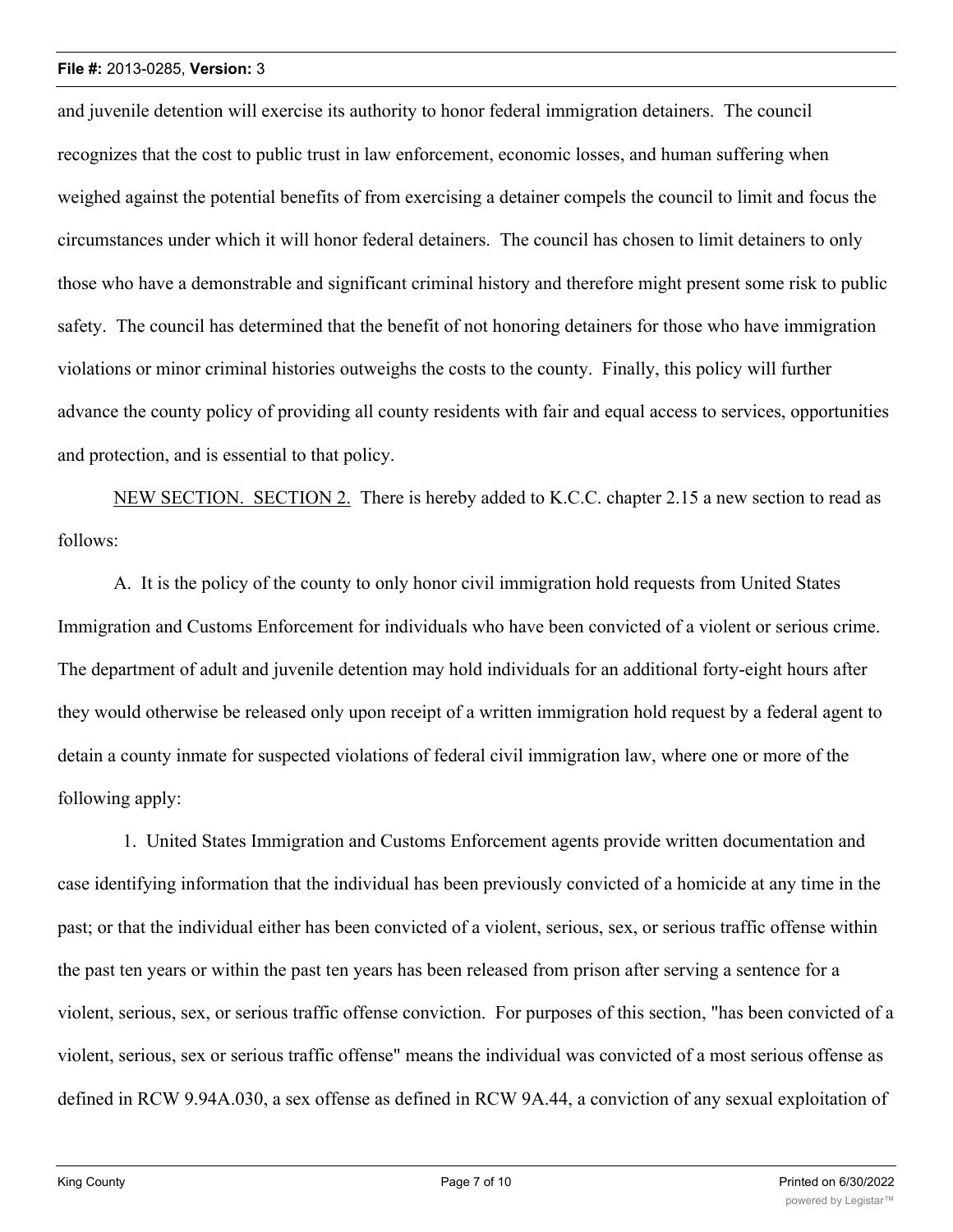and juvenile detention will exercise its authority to honor federal immigration detainers. The council recognizes that the cost to public trust in law enforcement, economic losses, and human suffering when weighed against the potential benefits of from exercising a detainer compels the council to limit and focus the circumstances under which it will honor federal detainers. The council has chosen to limit detainers to only those who have a demonstrable and significant criminal history and therefore might present some risk to public safety. The council has determined that the benefit of not honoring detainers for those who have immigration violations or minor criminal histories outweighs the costs to the county. Finally, this policy will further advance the county policy of providing all county residents with fair and equal access to services, opportunities and protection, and is essential to that policy.

NEW SECTION. SECTION 2. There is hereby added to K.C.C. chapter 2.15 a new section to read as follows:

A. It is the policy of the county to only honor civil immigration hold requests from United States Immigration and Customs Enforcement for individuals who have been convicted of a violent or serious crime. The department of adult and juvenile detention may hold individuals for an additional forty-eight hours after they would otherwise be released only upon receipt of a written immigration hold request by a federal agent to detain a county inmate for suspected violations of federal civil immigration law, where one or more of the following apply:

1. United States Immigration and Customs Enforcement agents provide written documentation and case identifying information that the individual has been previously convicted of a homicide at any time in the past; or that the individual either has been convicted of a violent, serious, sex, or serious traffic offense within the past ten years or within the past ten years has been released from prison after serving a sentence for a violent, serious, sex, or serious traffic offense conviction. For purposes of this section, "has been convicted of a violent, serious, sex or serious traffic offense" means the individual was convicted of a most serious offense as defined in RCW 9.94A.030, a sex offense as defined in RCW 9A.44, a conviction of any sexual exploitation of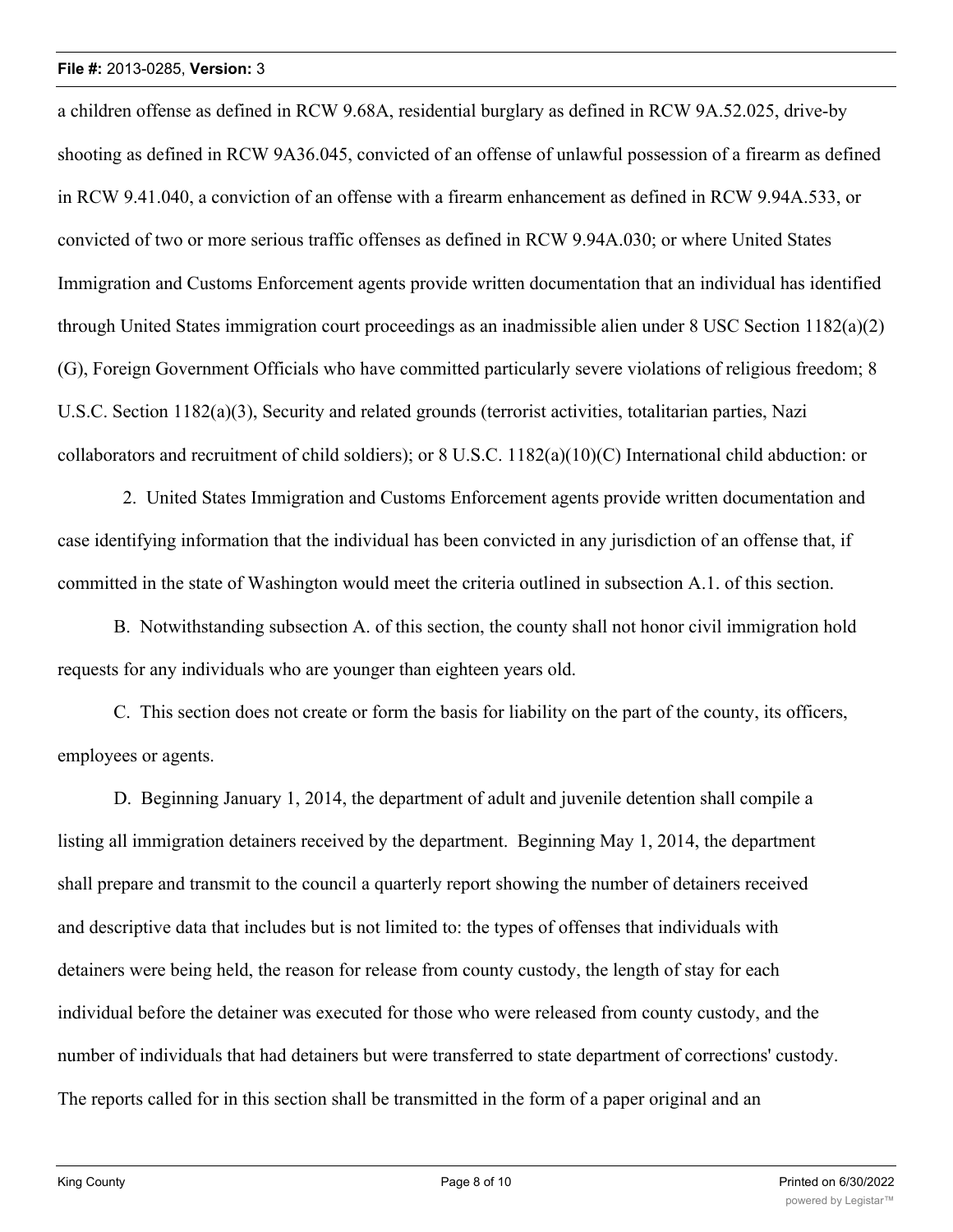a children offense as defined in RCW 9.68A, residential burglary as defined in RCW 9A.52.025, drive-by shooting as defined in RCW 9A36.045, convicted of an offense of unlawful possession of a firearm as defined in RCW 9.41.040, a conviction of an offense with a firearm enhancement as defined in RCW 9.94A.533, or convicted of two or more serious traffic offenses as defined in RCW 9.94A.030; or where United States Immigration and Customs Enforcement agents provide written documentation that an individual has identified through United States immigration court proceedings as an inadmissible alien under 8 USC Section 1182(a)(2)(G), Foreign Government Officials who have committed particularly severe violations of religious freedom; 8 U.S.C. Section 1182(a)(3), Security and related grounds (terrorist activities, totalitarian parties, Nazi collaborators and recruitment of child soldiers); or 8 U.S.C. 1182(a)(10)(C) International child abduction: or

2. United States Immigration and Customs Enforcement agents provide written documentation and case identifying information that the individual has been convicted in any jurisdiction of an offense that, if committed in the state of Washington would meet the criteria outlined in subsection A.1. of this section.

B. Notwithstanding subsection A. of this section, the county shall not honor civil immigration hold requests for any individuals who are younger than eighteen years old.

C. This section does not create or form the basis for liability on the part of the county, its officers, employees or agents.

D. Beginning January 1, 2014, the department of adult and juvenile detention shall compile a listing all immigration detainers received by the department. Beginning May 1, 2014, the department shall prepare and transmit to the council a quarterly report showing the number of detainers received and descriptive data that includes but is not limited to: the types of offenses that individuals with detainers were being held, the reason for release from county custody, the length of stay for each individual before the detainer was executed for those who were released from county custody, and the number of individuals that had detainers but were transferred to state department of corrections' custody. The reports called for in this section shall be transmitted in the form of a paper original and an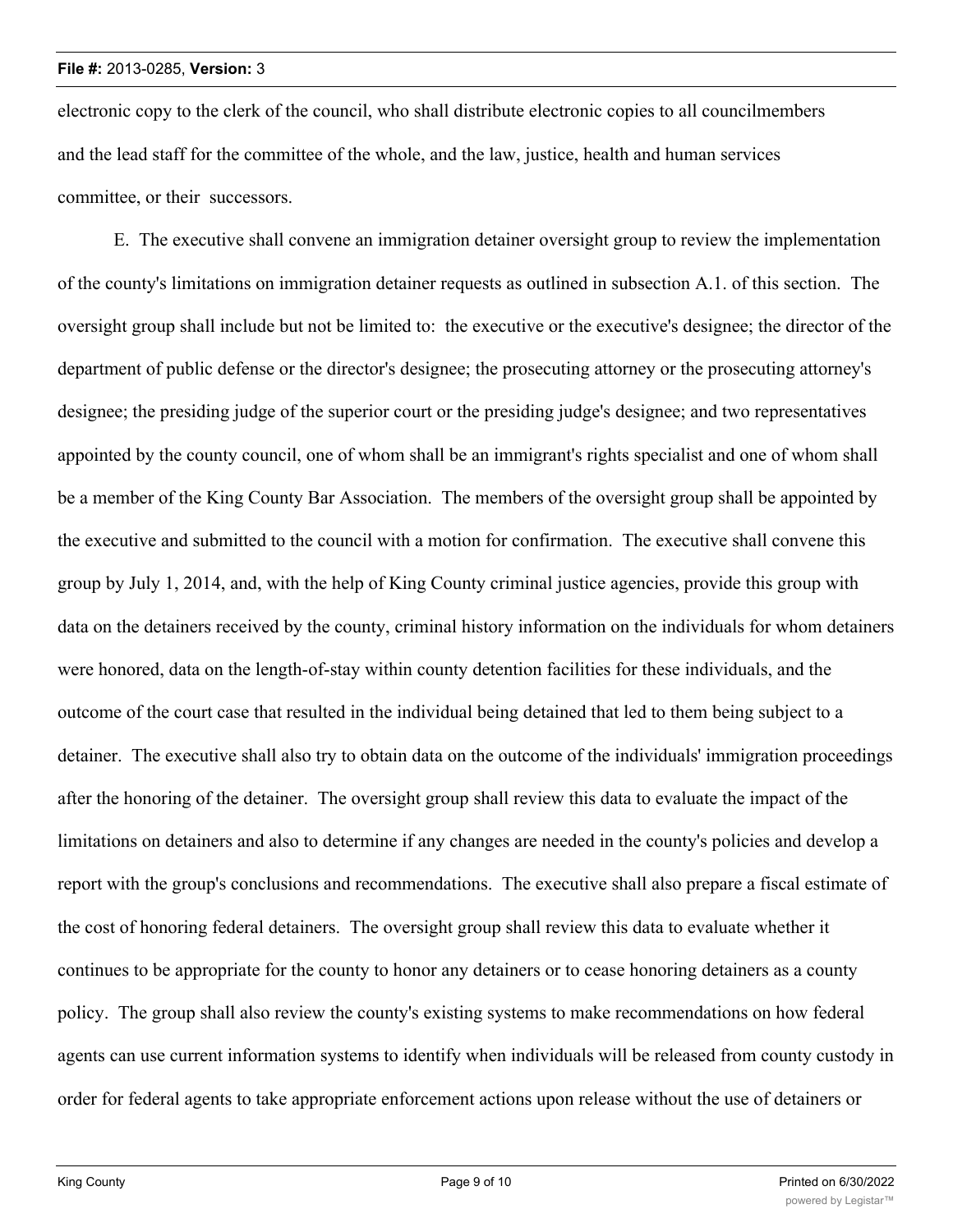electronic copy to the clerk of the council, who shall distribute electronic copies to all councilmembers and the lead staff for the committee of the whole, and the law, justice, health and human services committee, or their successors.

E. The executive shall convene an immigration detainer oversight group to review the implementation of the county's limitations on immigration detainer requests as outlined in subsection A.1. of this section. The oversight group shall include but not be limited to: the executive or the executive's designee; the director of the department of public defense or the director's designee; the prosecuting attorney or the prosecuting attorney's designee; the presiding judge of the superior court or the presiding judge's designee; and two representatives appointed by the county council, one of whom shall be an immigrant's rights specialist and one of whom shall be a member of the King County Bar Association. The members of the oversight group shall be appointed by the executive and submitted to the council with a motion for confirmation. The executive shall convene this group by July 1, 2014, and, with the help of King County criminal justice agencies, provide this group with data on the detainers received by the county, criminal history information on the individuals for whom detainers were honored, data on the length-of-stay within county detention facilities for these individuals, and the outcome of the court case that resulted in the individual being detained that led to them being subject to a detainer. The executive shall also try to obtain data on the outcome of the individuals' immigration proceedings after the honoring of the detainer. The oversight group shall review this data to evaluate the impact of the limitations on detainers and also to determine if any changes are needed in the county's policies and develop a report with the group's conclusions and recommendations. The executive shall also prepare a fiscal estimate of the cost of honoring federal detainers. The oversight group shall review this data to evaluate whether it continues to be appropriate for the county to honor any detainers or to cease honoring detainers as a county policy. The group shall also review the county's existing systems to make recommendations on how federal agents can use current information systems to identify when individuals will be released from county custody in order for federal agents to take appropriate enforcement actions upon release without the use of detainers or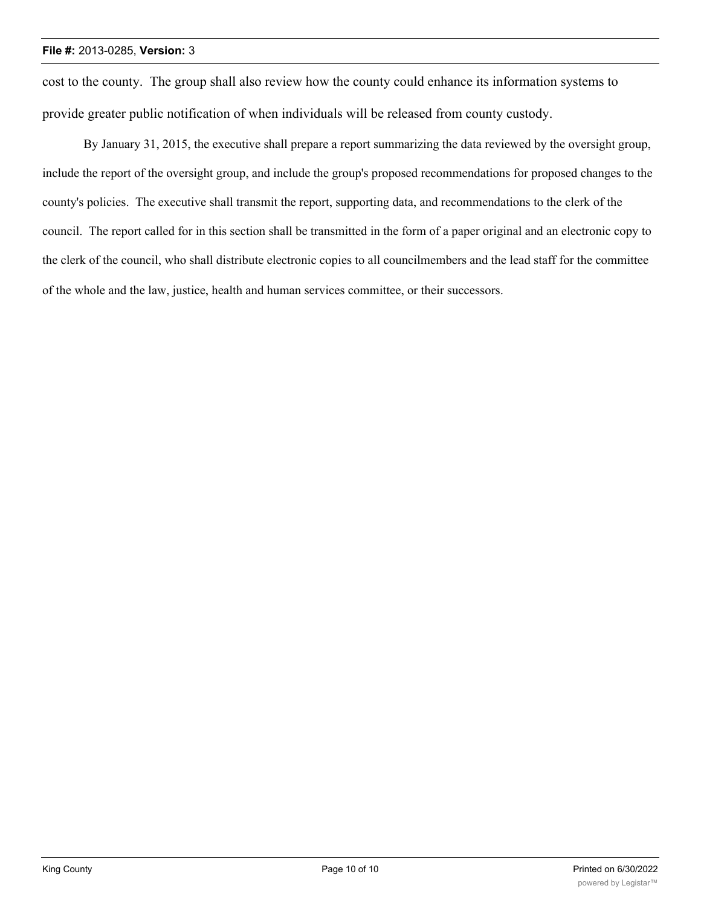cost to the county. The group shall also review how the county could enhance its information systems to provide greater public notification of when individuals will be released from county custody.

By January 31, 2015, the executive shall prepare a report summarizing the data reviewed by the oversight group, include the report of the oversight group, and include the group's proposed recommendations for proposed changes to the county's policies. The executive shall transmit the report, supporting data, and recommendations to the clerk of the council. The report called for in this section shall be transmitted in the form of a paper original and an electronic copy to the clerk of the council, who shall distribute electronic copies to all councilmembers and the lead staff for the committee of the whole and the law, justice, health and human services committee, or their successors.